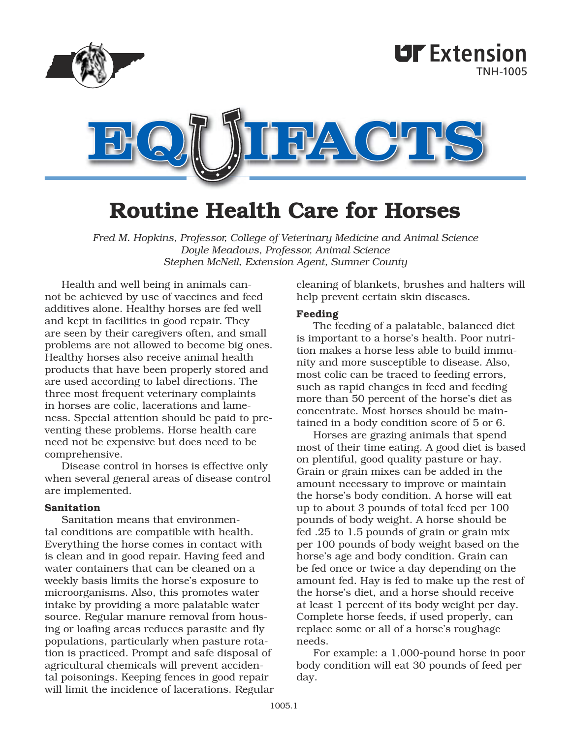UT Extension
TNH-1005

# EQUIFACTS

# Routine Health Care for Horses

*Fred M. Hopkins, Professor, College of Veterinary Medicine and Animal Science*
*Doyle Meadows, Professor, Animal Science*
*Stephen McNeil, Extension Agent, Sumner County*

Health and well being in animals cannot be achieved by use of vaccines and feed additives alone. Healthy horses are fed well and kept in facilities in good repair. They are seen by their caregivers often, and small problems are not allowed to become big ones. Healthy horses also receive animal health products that have been properly stored and are used according to label directions. The three most frequent veterinary complaints in horses are colic, lacerations and lameness. Special attention should be paid to preventing these problems. Horse health care need not be expensive but does need to be comprehensive.

Disease control in horses is effective only when several general areas of disease control are implemented.

**Sanitation**

Sanitation means that environmental conditions are compatible with health. Everything the horse comes in contact with is clean and in good repair. Having feed and water containers that can be cleaned on a weekly basis limits the horse's exposure to microorganisms. Also, this promotes water intake by providing a more palatable water source. Regular manure removal from housing or loafing areas reduces parasite and fly populations, particularly when pasture rotation is practiced. Prompt and safe disposal of agricultural chemicals will prevent accidental poisonings. Keeping fences in good repair will limit the incidence of lacerations. Regular cleaning of blankets, brushes and halters will help prevent certain skin diseases.

**Feeding**

The feeding of a palatable, balanced diet is important to a horse's health. Poor nutrition makes a horse less able to build immunity and more susceptible to disease. Also, most colic can be traced to feeding errors, such as rapid changes in feed and feeding more than 50 percent of the horse's diet as concentrate. Most horses should be maintained in a body condition score of 5 or 6.

Horses are grazing animals that spend most of their time eating. A good diet is based on plentiful, good quality pasture or hay. Grain or grain mixes can be added in the amount necessary to improve or maintain the horse's body condition. A horse will eat up to about 3 pounds of total feed per 100 pounds of body weight. A horse should be fed .25 to 1.5 pounds of grain or grain mix per 100 pounds of body weight based on the horse's age and body condition. Grain can be fed once or twice a day depending on the amount fed. Hay is fed to make up the rest of the horse's diet, and a horse should receive at least 1 percent of its body weight per day. Complete horse feeds, if used properly, can replace some or all of a horse's roughage needs.

For example: a 1,000-pound horse in poor body condition will eat 30 pounds of feed per day.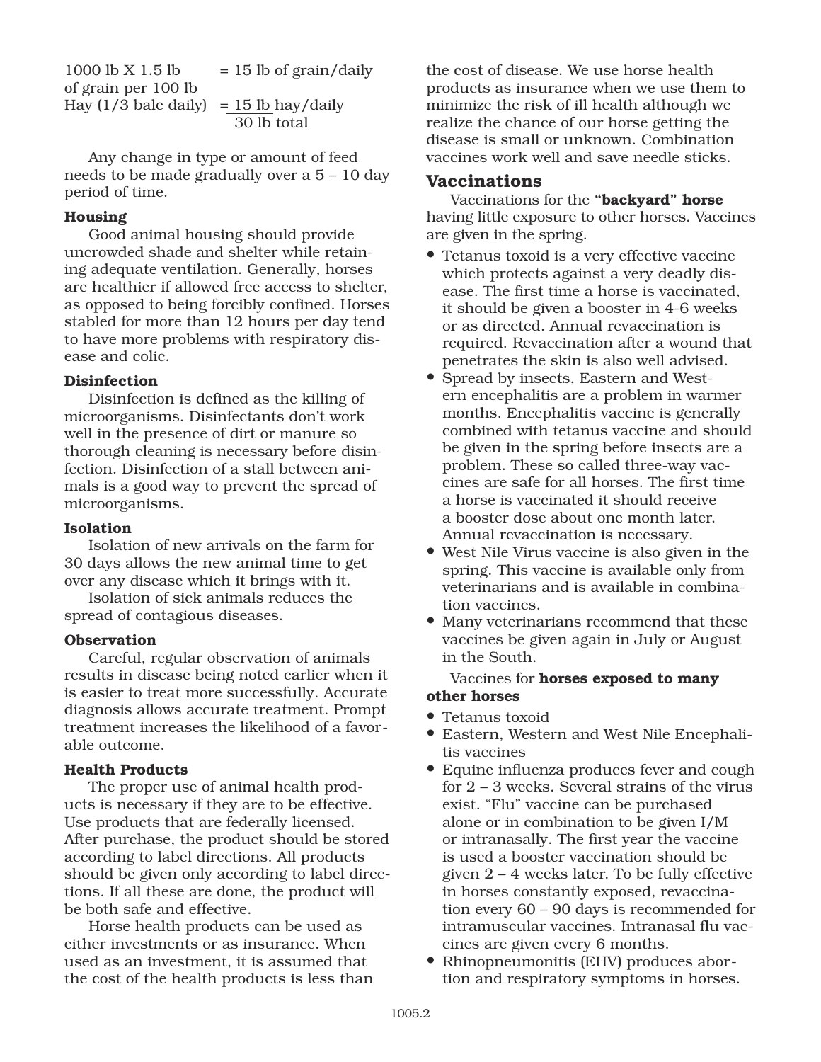| | |
|---|---|
| 1000 lb X 1.5 lb of grain per 100 lb | = 15 lb of grain/daily |
| Hay (1/3 bale daily) | = 15 lb hay/daily |
| | 30 lb total |

Any change in type or amount of feed needs to be made gradually over a 5 – 10 day period of time.

### Housing

Good animal housing should provide uncrowded shade and shelter while retaining adequate ventilation. Generally, horses are healthier if allowed free access to shelter, as opposed to being forcibly confined. Horses stabled for more than 12 hours per day tend to have more problems with respiratory disease and colic.

### Disinfection

Disinfection is defined as the killing of microorganisms. Disinfectants don't work well in the presence of dirt or manure so thorough cleaning is necessary before disinfection. Disinfection of a stall between animals is a good way to prevent the spread of microorganisms.

### Isolation

Isolation of new arrivals on the farm for 30 days allows the new animal time to get over any disease which it brings with it.

Isolation of sick animals reduces the spread of contagious diseases.

### Observation

Careful, regular observation of animals results in disease being noted earlier when it is easier to treat more successfully. Accurate diagnosis allows accurate treatment. Prompt treatment increases the likelihood of a favorable outcome.

### Health Products

The proper use of animal health products is necessary if they are to be effective. Use products that are federally licensed. After purchase, the product should be stored according to label directions. All products should be given only according to label directions. If all these are done, the product will be both safe and effective.

Horse health products can be used as either investments or as insurance. When used as an investment, it is assumed that the cost of the health products is less than the cost of disease. We use horse health products as insurance when we use them to minimize the risk of ill health although we realize the chance of our horse getting the disease is small or unknown. Combination vaccines work well and save needle sticks.

## Vaccinations

Vaccinations for the **"backyard" horse** having little exposure to other horses. Vaccines are given in the spring.

- Tetanus toxoid is a very effective vaccine which protects against a very deadly disease. The first time a horse is vaccinated, it should be given a booster in 4-6 weeks or as directed. Annual revaccination is required. Revaccination after a wound that penetrates the skin is also well advised.
- Spread by insects, Eastern and Western encephalitis are a problem in warmer months. Encephalitis vaccine is generally combined with tetanus vaccine and should be given in the spring before insects are a problem. These so called three-way vaccines are safe for all horses. The first time a horse is vaccinated it should receive a booster dose about one month later. Annual revaccination is necessary.
- West Nile Virus vaccine is also given in the spring. This vaccine is available only from veterinarians and is available in combination vaccines.
- Many veterinarians recommend that these vaccines be given again in July or August in the South.

Vaccines for **horses exposed to many other horses**

- Tetanus toxoid
- Eastern, Western and West Nile Encephalitis vaccines
- Equine influenza produces fever and cough for 2 – 3 weeks. Several strains of the virus exist. "Flu" vaccine can be purchased alone or in combination to be given I/M or intranasally. The first year the vaccine is used a booster vaccination should be given 2 – 4 weeks later. To be fully effective in horses constantly exposed, revaccination every 60 – 90 days is recommended for intramuscular vaccines. Intranasal flu vaccines are given every 6 months.
- Rhinopneumonitis (EHV) produces abortion and respiratory symptoms in horses.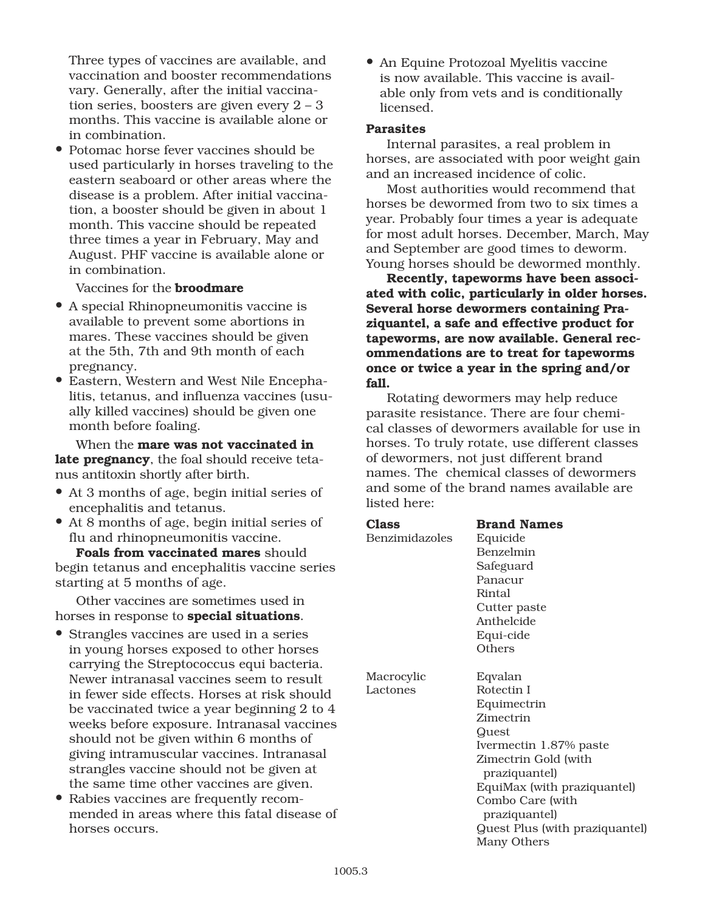Three types of vaccines are available, and vaccination and booster recommendations vary. Generally, after the initial vaccination series, boosters are given every 2 – 3 months. This vaccine is available alone or in combination.

- Potomac horse fever vaccines should be used particularly in horses traveling to the eastern seaboard or other areas where the disease is a problem. After initial vaccination, a booster should be given in about 1 month. This vaccine should be repeated three times a year in February, May and August. PHF vaccine is available alone or in combination.

Vaccines for the **broodmare**

- A special Rhinopneumonitis vaccine is available to prevent some abortions in mares. These vaccines should be given at the 5th, 7th and 9th month of each pregnancy.
- Eastern, Western and West Nile Encephalitis, tetanus, and influenza vaccines (usually killed vaccines) should be given one month before foaling.

When the **mare was not vaccinated in late pregnancy**, the foal should receive tetanus antitoxin shortly after birth.

- At 3 months of age, begin initial series of encephalitis and tetanus.
- At 8 months of age, begin initial series of flu and rhinopneumonitis vaccine.

**Foals from vaccinated mares** should begin tetanus and encephalitis vaccine series starting at 5 months of age.

Other vaccines are sometimes used in horses in response to **special situations**.

- Strangles vaccines are used in a series in young horses exposed to other horses carrying the Streptococcus equi bacteria. Newer intranasal vaccines seem to result in fewer side effects. Horses at risk should be vaccinated twice a year beginning 2 to 4 weeks before exposure. Intranasal vaccines should not be given within 6 months of giving intramuscular vaccines. Intranasal strangles vaccine should not be given at the same time other vaccines are given.
- Rabies vaccines are frequently recommended in areas where this fatal disease of horses occurs.
- An Equine Protozoal Myelitis vaccine is now available. This vaccine is available only from vets and is conditionally licensed.

**Parasites**

Internal parasites, a real problem in horses, are associated with poor weight gain and an increased incidence of colic.

Most authorities would recommend that horses be dewormed from two to six times a year. Probably four times a year is adequate for most adult horses. December, March, May and September are good times to deworm. Young horses should be dewormed monthly.

**Recently, tapeworms have been associated with colic, particularly in older horses. Several horse dewormers containing Praziquantel, a safe and effective product for tapeworms, are now available. General recommendations are to treat for tapeworms once or twice a year in the spring and/or fall.**

Rotating dewormers may help reduce parasite resistance. There are four chemical classes of dewormers available for use in horses. To truly rotate, use different classes of dewormers, not just different brand names. The chemical classes of dewormers and some of the brand names available are listed here:

| Class | Brand Names |
|---|---|
| Benzimidazoles | Equicide |
| | Benzelmin |
| | Safeguard |
| | Panacur |
| | Rintal |
| | Cutter paste |
| | Anthelcide |
| | Equi-cide |
| | Others |
| Macrocylic Lactones | Eqvalan |
| | Rotectin I |
| | Equimectrin |
| | Zimectrin |
| | Quest |
| | Ivermectin 1.87% paste |
| | Zimectrin Gold (with praziquantel) |
| | EquiMax (with praziquantel) |
| | Combo Care (with praziquantel) |
| | Quest Plus (with praziquantel) |
| | Many Others |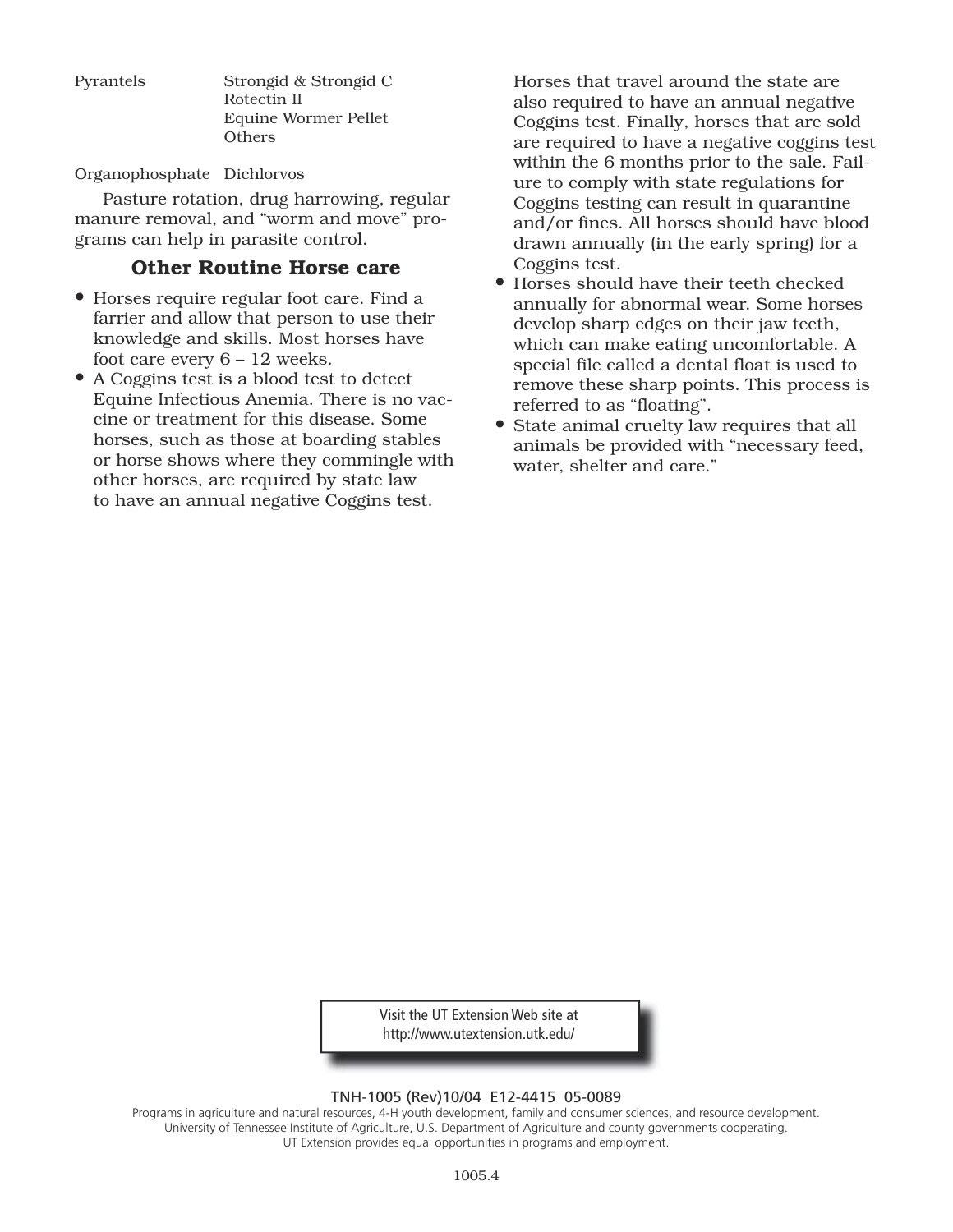| | |
|---|---|
| Pyrantels | Strongid & Strongid C<br>Rotectin II<br>Equine Wormer Pellet<br>Others |
| Organophosphate | Dichlorvos |

Pasture rotation, drug harrowing, regular manure removal, and "worm and move" programs can help in parasite control.

## Other Routine Horse care

- Horses require regular foot care. Find a farrier and allow that person to use their knowledge and skills. Most horses have foot care every 6 – 12 weeks.
- A Coggins test is a blood test to detect Equine Infectious Anemia. There is no vaccine or treatment for this disease. Some horses, such as those at boarding stables or horse shows where they commingle with other horses, are required by state law to have an annual negative Coggins test. Horses that travel around the state are also required to have an annual negative Coggins test. Finally, horses that are sold are required to have a negative coggins test within the 6 months prior to the sale. Failure to comply with state regulations for Coggins testing can result in quarantine and/or fines. All horses should have blood drawn annually (in the early spring) for a Coggins test.
- Horses should have their teeth checked annually for abnormal wear. Some horses develop sharp edges on their jaw teeth, which can make eating uncomfortable. A special file called a dental float is used to remove these sharp points. This process is referred to as "floating".
- State animal cruelty law requires that all animals be provided with "necessary feed, water, shelter and care."

Visit the UT Extension Web site at
http://www.utextension.utk.edu/

TNH-1005 (Rev)10/04 E12-4415 05-0089

Programs in agriculture and natural resources, 4-H youth development, family and consumer sciences, and resource development.
University of Tennessee Institute of Agriculture, U.S. Department of Agriculture and county governments cooperating.
UT Extension provides equal opportunities in programs and employment.